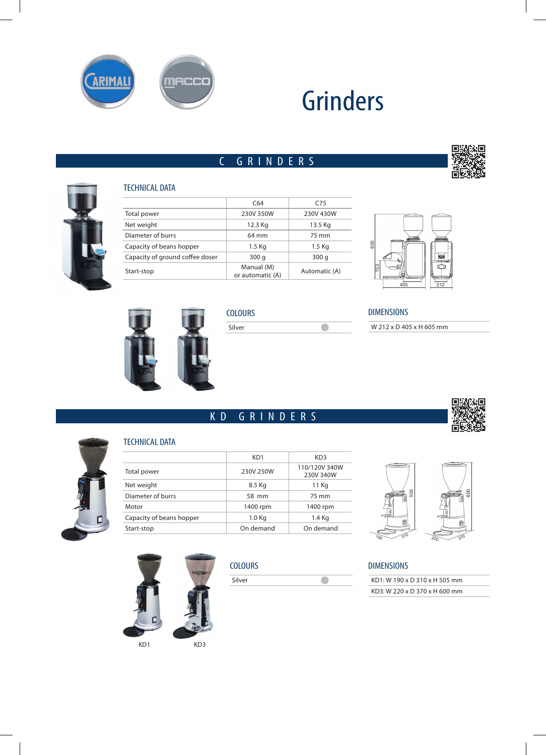# Grinders

## C GRINDERS

### TECHNICAL DATA

| | C64 | C75 |
|---|---|---|
| Total power | 230V 350W | 230V 430W |
| Net weight | 12.3 Kg | 13.5 Kg |
| Diameter of burrs | 64 mm | 75 mm |
| Capacity of beans hopper | 1.5 Kg | 1.5 Kg |
| Capacity of ground coffee doser | 300 g | 300 g |
| Start-stop | Manual (M) or automatic (A) | Automatic (A) |

### COLOURS

Silver

### DIMENSIONS

W 212 x D 405 x H 605 mm

## KD GRINDERS

### TECHNICAL DATA

| | KD1 | KD3 |
|---|---|---|
| Total power | 230V 250W | 110/120V 340W 230V 340W |
| Net weight | 8.5 Kg | 11 Kg |
| Diameter of burrs | 58 mm | 75 mm |
| Motor | 1400 rpm | 1400 rpm |
| Capacity of beans hopper | 1.0 Kg | 1.4 Kg |
| Start-stop | On demand | On demand |

KD1 KD3

### COLOURS

Silver

### DIMENSIONS

KD1: W 190 x D 310 x H 505 mm

KD3: W 220 x D 370 x H 600 mm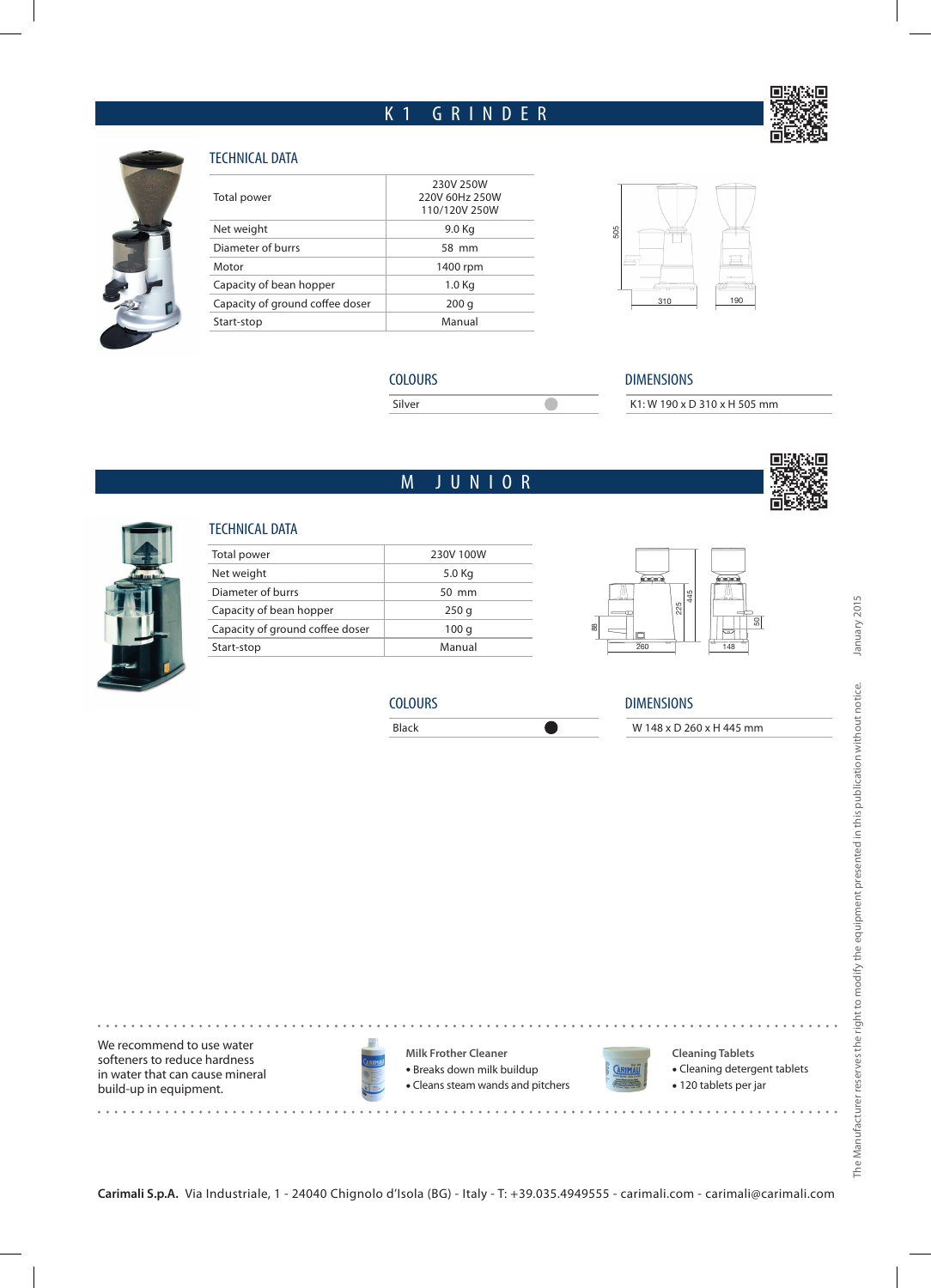# K1 GRINDER

## TECHNICAL DATA

| | |
|---|---|
| Total power | 230V 250W<br>220V 60Hz 250W<br>110/120V 250W |
| Net weight | 9.0 Kg |
| Diameter of burrs | 58 mm |
| Motor | 1400 rpm |
| Capacity of bean hopper | 1.0 Kg |
| Capacity of ground coffee doser | 200 g |
| Start-stop | Manual |

505

310

190

## COLOURS

Silver

## DIMENSIONS

K1: W 190 x D 310 x H 505 mm

# M JUNIOR

## TECHNICAL DATA

| | |
|---|---|
| Total power | 230V 100W |
| Net weight | 5.0 Kg |
| Diameter of burrs | 50 mm |
| Capacity of bean hopper | 250 g |
| Capacity of ground coffee doser | 100 g |
| Start-stop | Manual |

88

225

445

260

148

50

## COLOURS

Black

## DIMENSIONS

W 148 x D 260 x H 445 mm

We recommend to use water softeners to reduce hardness in water that can cause mineral build-up in equipment.

**Milk Frother Cleaner**
- Breaks down milk buildup
- Cleans steam wands and pitchers

**Cleaning Tablets**
- Cleaning detergent tablets
- 120 tablets per jar

The Manufacturer reserves the right to modify the equipment presented in this publication without notice. January 2015

**Carimali S.p.A.** Via Industriale, 1 - 24040 Chignolo d'Isola (BG) - Italy - T: +39.035.4949555 - carimali.com - carimali@carimali.com